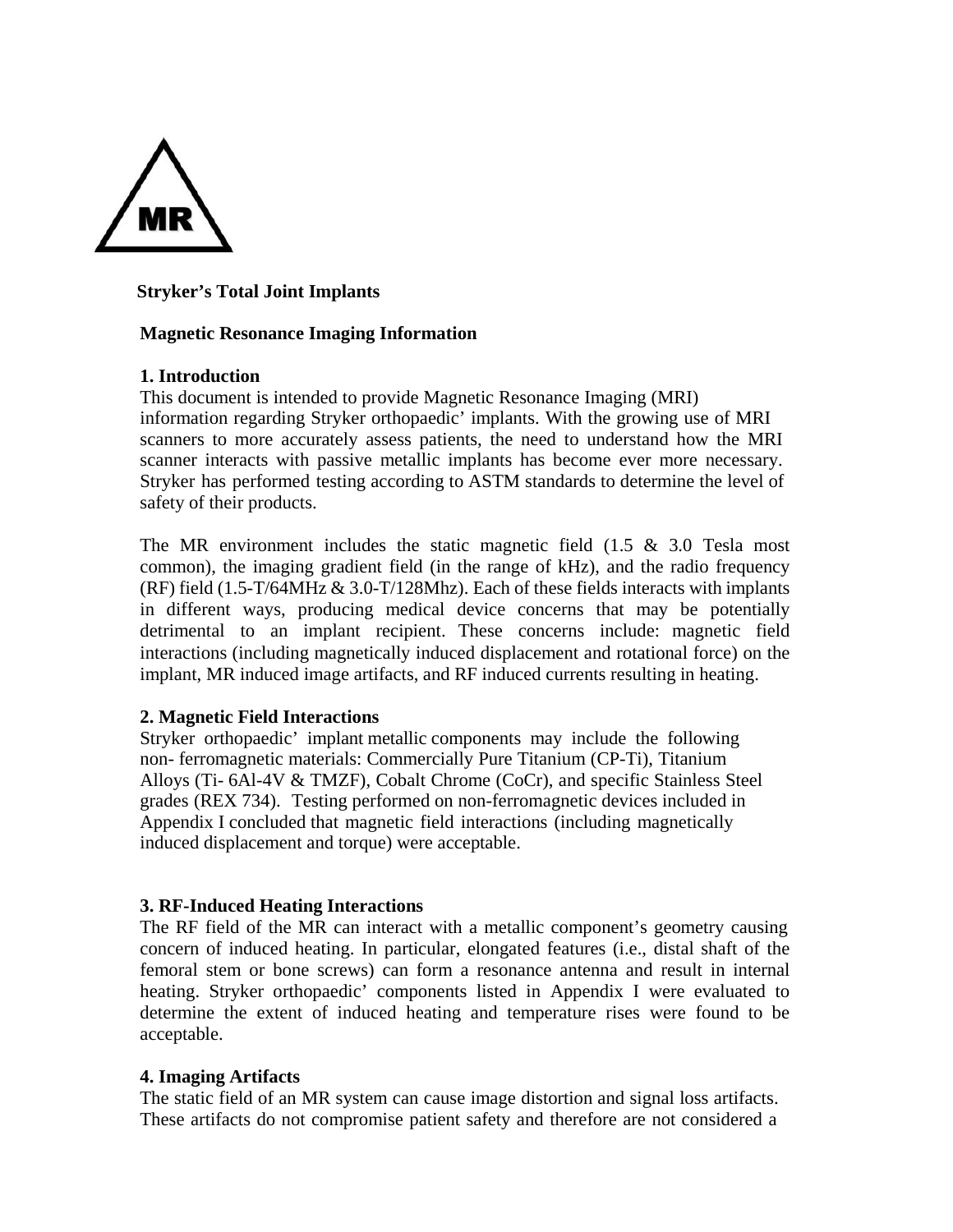MR

**Stryker's Total Joint Implants**

**Magnetic Resonance Imaging Information**

## 1. Introduction

This document is intended to provide Magnetic Resonance Imaging (MRI) information regarding Stryker orthopaedic' implants. With the growing use of MRI scanners to more accurately assess patients, the need to understand how the MRI scanner interacts with passive metallic implants has become ever more necessary. Stryker has performed testing according to ASTM standards to determine the level of safety of their products.

The MR environment includes the static magnetic field (1.5 & 3.0 Tesla most common), the imaging gradient field (in the range of kHz), and the radio frequency (RF) field (1.5-T/64MHz & 3.0-T/128Mhz). Each of these fields interacts with implants in different ways, producing medical device concerns that may be potentially detrimental to an implant recipient. These concerns include: magnetic field interactions (including magnetically induced displacement and rotational force) on the implant, MR induced image artifacts, and RF induced currents resulting in heating.

## 2. Magnetic Field Interactions

Stryker orthopaedic' implant metallic components may include the following non- ferromagnetic materials: Commercially Pure Titanium (CP-Ti), Titanium Alloys (Ti- 6Al-4V & TMZF), Cobalt Chrome (CoCr), and specific Stainless Steel grades (REX 734). Testing performed on non-ferromagnetic devices included in Appendix I concluded that magnetic field interactions (including magnetically induced displacement and torque) were acceptable.

## 3. RF-Induced Heating Interactions

The RF field of the MR can interact with a metallic component's geometry causing concern of induced heating. In particular, elongated features (i.e., distal shaft of the femoral stem or bone screws) can form a resonance antenna and result in internal heating. Stryker orthopaedic' components listed in Appendix I were evaluated to determine the extent of induced heating and temperature rises were found to be acceptable.

## 4. Imaging Artifacts

The static field of an MR system can cause image distortion and signal loss artifacts. These artifacts do not compromise patient safety and therefore are not considered a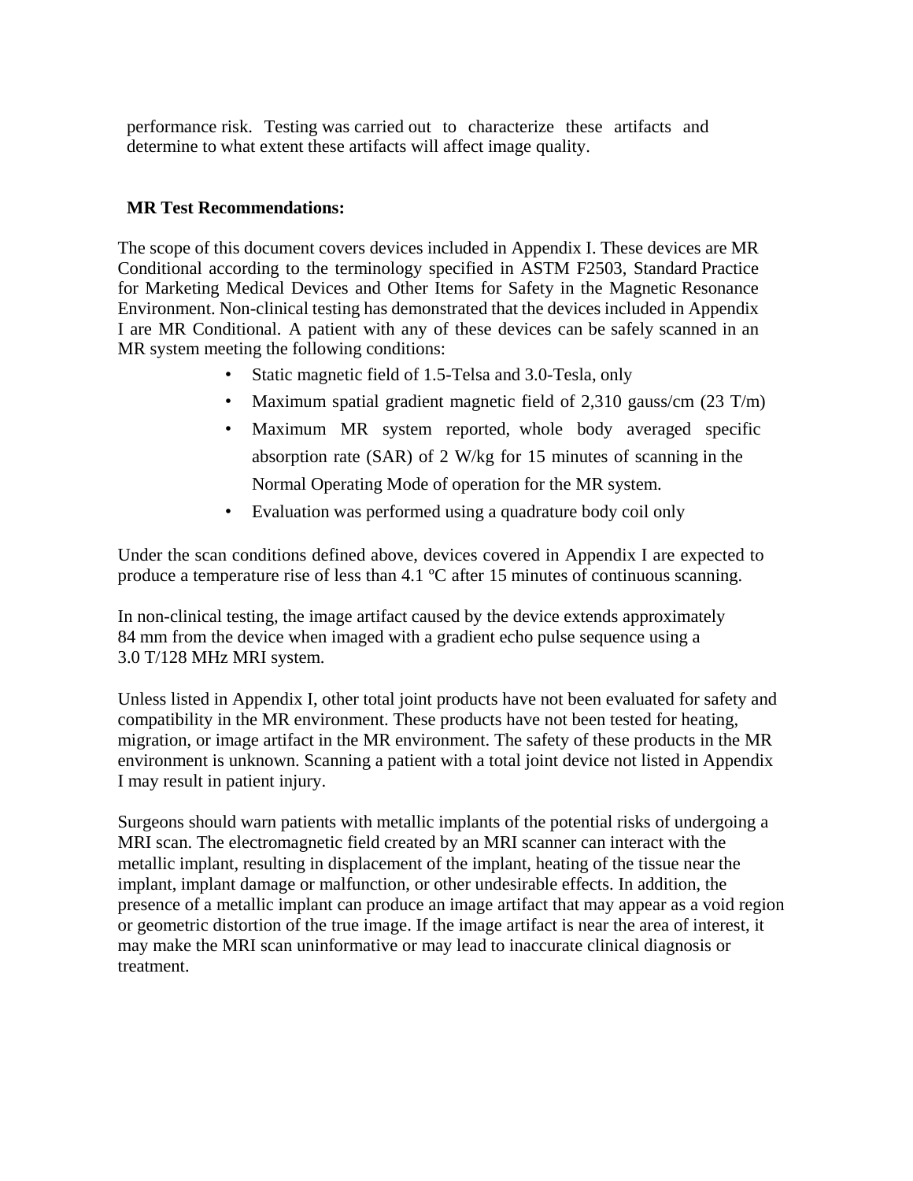performance risk. Testing was carried out to characterize these artifacts and determine to what extent these artifacts will affect image quality.

**MR Test Recommendations:**

The scope of this document covers devices included in Appendix I. These devices are MR Conditional according to the terminology specified in ASTM F2503, Standard Practice for Marketing Medical Devices and Other Items for Safety in the Magnetic Resonance Environment. Non-clinical testing has demonstrated that the devices included in Appendix I are MR Conditional. A patient with any of these devices can be safely scanned in an MR system meeting the following conditions:

- Static magnetic field of 1.5-Telsa and 3.0-Tesla, only
- Maximum spatial gradient magnetic field of 2,310 gauss/cm (23 T/m)
- Maximum MR system reported, whole body averaged specific absorption rate (SAR) of 2 W/kg for 15 minutes of scanning in the Normal Operating Mode of operation for the MR system.
- Evaluation was performed using a quadrature body coil only

Under the scan conditions defined above, devices covered in Appendix I are expected to produce a temperature rise of less than 4.1 ºC after 15 minutes of continuous scanning.

In non-clinical testing, the image artifact caused by the device extends approximately 84 mm from the device when imaged with a gradient echo pulse sequence using a 3.0 T/128 MHz MRI system.

Unless listed in Appendix I, other total joint products have not been evaluated for safety and compatibility in the MR environment. These products have not been tested for heating, migration, or image artifact in the MR environment. The safety of these products in the MR environment is unknown. Scanning a patient with a total joint device not listed in Appendix I may result in patient injury.

Surgeons should warn patients with metallic implants of the potential risks of undergoing a MRI scan. The electromagnetic field created by an MRI scanner can interact with the metallic implant, resulting in displacement of the implant, heating of the tissue near the implant, implant damage or malfunction, or other undesirable effects. In addition, the presence of a metallic implant can produce an image artifact that may appear as a void region or geometric distortion of the true image. If the image artifact is near the area of interest, it may make the MRI scan uninformative or may lead to inaccurate clinical diagnosis or treatment.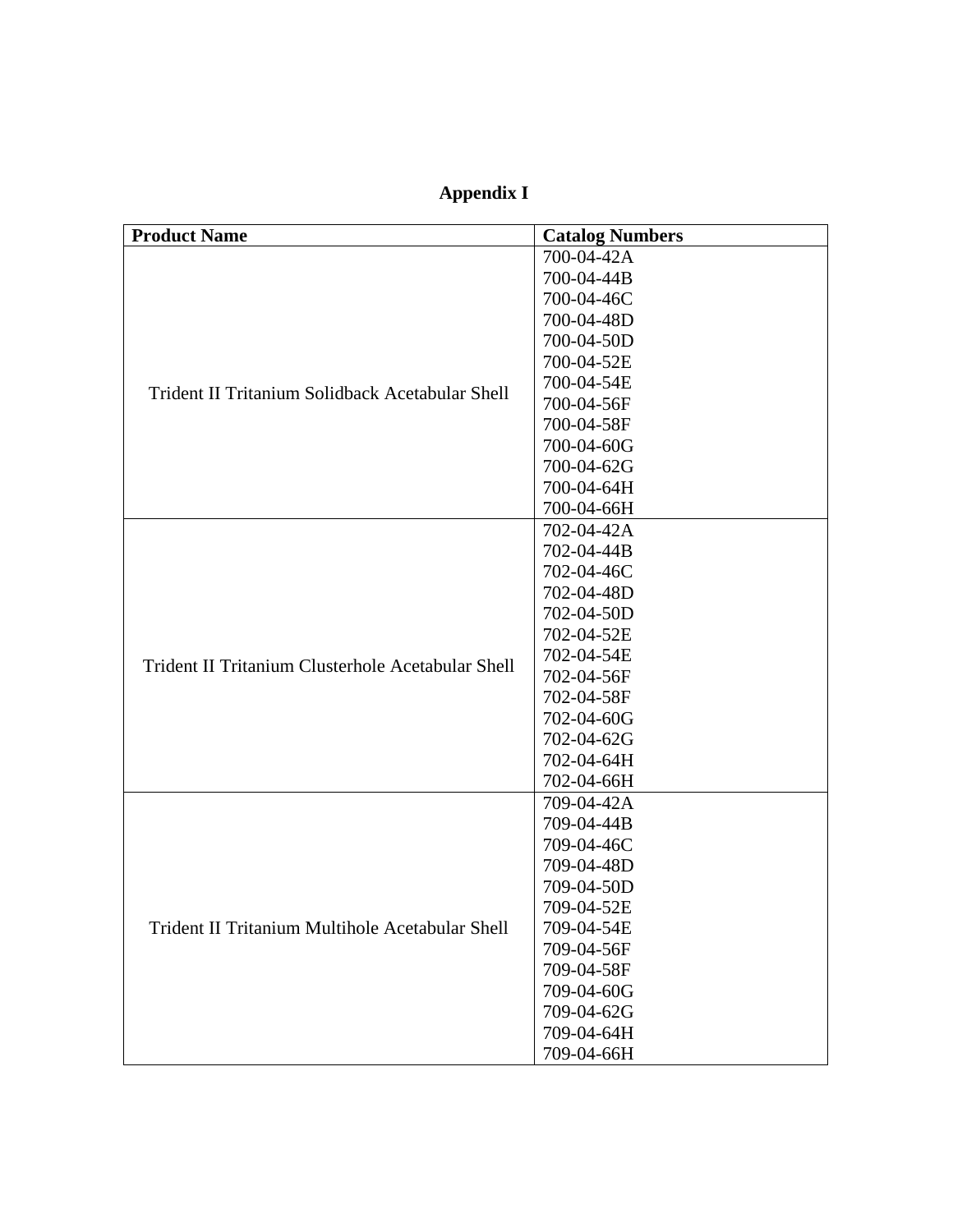## Appendix I

| Product Name | Catalog Numbers |
| --- | --- |
| Trident II Tritanium Solidback Acetabular Shell | 700-04-42A<br>700-04-44B<br>700-04-46C<br>700-04-48D<br>700-04-50D<br>700-04-52E<br>700-04-54E<br>700-04-56F<br>700-04-58F<br>700-04-60G<br>700-04-62G<br>700-04-64H<br>700-04-66H |
| Trident II Tritanium Clusterhole Acetabular Shell | 702-04-42A<br>702-04-44B<br>702-04-46C<br>702-04-48D<br>702-04-50D<br>702-04-52E<br>702-04-54E<br>702-04-56F<br>702-04-58F<br>702-04-60G<br>702-04-62G<br>702-04-64H<br>702-04-66H |
| Trident II Tritanium Multihole Acetabular Shell | 709-04-42A<br>709-04-44B<br>709-04-46C<br>709-04-48D<br>709-04-50D<br>709-04-52E<br>709-04-54E<br>709-04-56F<br>709-04-58F<br>709-04-60G<br>709-04-62G<br>709-04-64H<br>709-04-66H |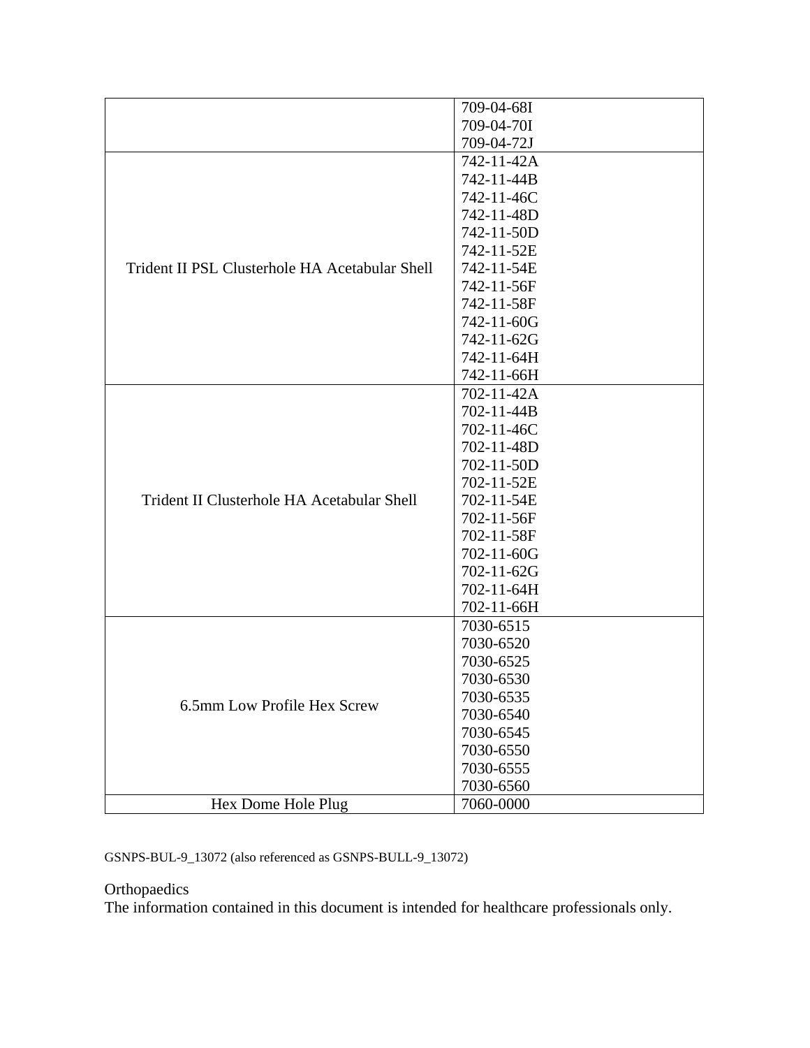| | |
|---|---|
| | 709-04-68I<br>709-04-70I<br>709-04-72J |
| Trident II PSL Clusterhole HA Acetabular Shell | 742-11-42A<br>742-11-44B<br>742-11-46C<br>742-11-48D<br>742-11-50D<br>742-11-52E<br>742-11-54E<br>742-11-56F<br>742-11-58F<br>742-11-60G<br>742-11-62G<br>742-11-64H<br>742-11-66H |
| Trident II Clusterhole HA Acetabular Shell | 702-11-42A<br>702-11-44B<br>702-11-46C<br>702-11-48D<br>702-11-50D<br>702-11-52E<br>702-11-54E<br>702-11-56F<br>702-11-58F<br>702-11-60G<br>702-11-62G<br>702-11-64H<br>702-11-66H |
| 6.5mm Low Profile Hex Screw | 7030-6515<br>7030-6520<br>7030-6525<br>7030-6530<br>7030-6535<br>7030-6540<br>7030-6545<br>7030-6550<br>7030-6555<br>7030-6560 |
| Hex Dome Hole Plug | 7060-0000 |

GSNPS-BUL-9_13072 (also referenced as GSNPS-BULL-9_13072)

Orthopaedics

The information contained in this document is intended for healthcare professionals only.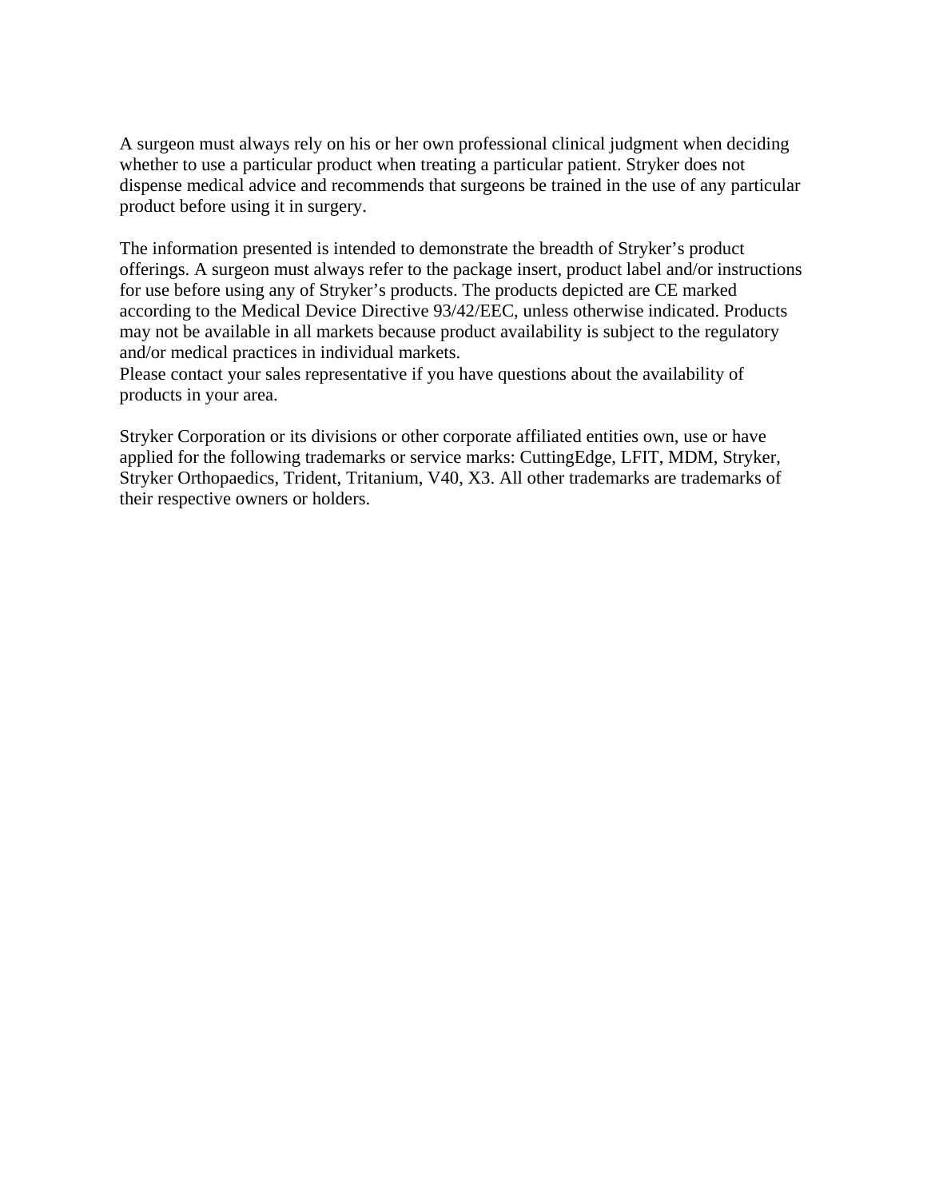A surgeon must always rely on his or her own professional clinical judgment when deciding whether to use a particular product when treating a particular patient. Stryker does not dispense medical advice and recommends that surgeons be trained in the use of any particular product before using it in surgery.

The information presented is intended to demonstrate the breadth of Stryker's product offerings. A surgeon must always refer to the package insert, product label and/or instructions for use before using any of Stryker's products. The products depicted are CE marked according to the Medical Device Directive 93/42/EEC, unless otherwise indicated. Products may not be available in all markets because product availability is subject to the regulatory and/or medical practices in individual markets.
Please contact your sales representative if you have questions about the availability of products in your area.

Stryker Corporation or its divisions or other corporate affiliated entities own, use or have applied for the following trademarks or service marks: CuttingEdge, LFIT, MDM, Stryker, Stryker Orthopaedics, Trident, Tritanium, V40, X3. All other trademarks are trademarks of their respective owners or holders.